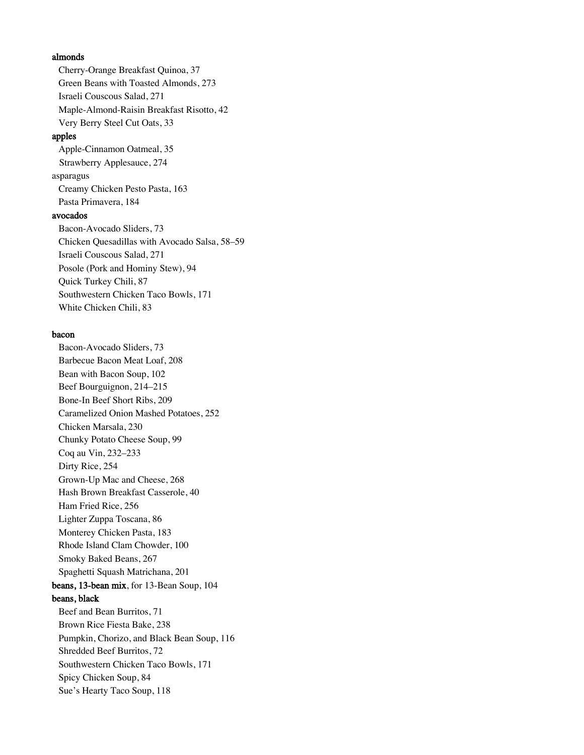**almonds**

Cherry-Orange Breakfast Quinoa, 37
Green Beans with Toasted Almonds, 273
Israeli Couscous Salad, 271
Maple-Almond-Raisin Breakfast Risotto, 42
Very Berry Steel Cut Oats, 33

**apples**

Apple-Cinnamon Oatmeal, 35
Strawberry Applesauce, 274

asparagus

Creamy Chicken Pesto Pasta, 163
Pasta Primavera, 184

**avocados**

Bacon-Avocado Sliders, 73
Chicken Quesadillas with Avocado Salsa, 58–59
Israeli Couscous Salad, 271
Posole (Pork and Hominy Stew), 94
Quick Turkey Chili, 87
Southwestern Chicken Taco Bowls, 171
White Chicken Chili, 83

**bacon**

Bacon-Avocado Sliders, 73
Barbecue Bacon Meat Loaf, 208
Bean with Bacon Soup, 102
Beef Bourguignon, 214–215
Bone-In Beef Short Ribs, 209
Caramelized Onion Mashed Potatoes, 252
Chicken Marsala, 230
Chunky Potato Cheese Soup, 99
Coq au Vin, 232–233
Dirty Rice, 254
Grown-Up Mac and Cheese, 268
Hash Brown Breakfast Casserole, 40
Ham Fried Rice, 256
Lighter Zuppa Toscana, 86
Monterey Chicken Pasta, 183
Rhode Island Clam Chowder, 100
Smoky Baked Beans, 267
Spaghetti Squash Matrichana, 201

**beans, 13-bean mix**, for 13-Bean Soup, 104

**beans, black**

Beef and Bean Burritos, 71
Brown Rice Fiesta Bake, 238
Pumpkin, Chorizo, and Black Bean Soup, 116
Shredded Beef Burritos, 72
Southwestern Chicken Taco Bowls, 171
Spicy Chicken Soup, 84
Sue's Hearty Taco Soup, 118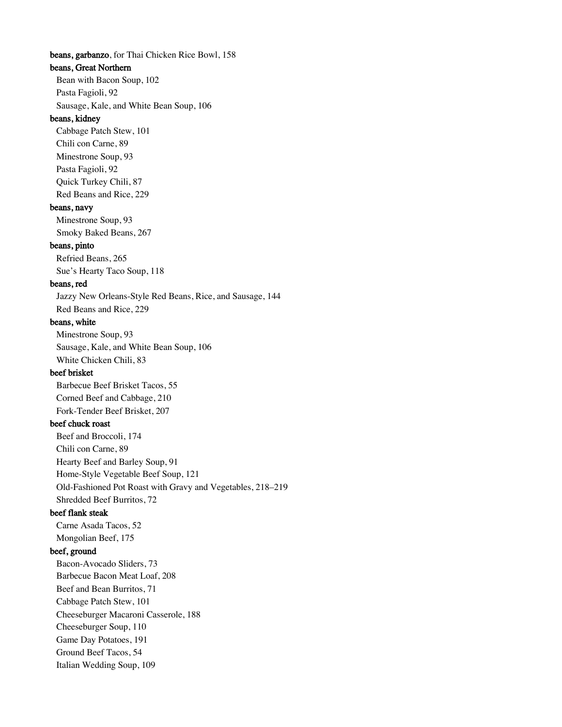**beans, garbanzo**, for Thai Chicken Rice Bowl, 158

**beans, Great Northern**

Bean with Bacon Soup, 102
Pasta Fagioli, 92
Sausage, Kale, and White Bean Soup, 106

**beans, kidney**

Cabbage Patch Stew, 101
Chili con Carne, 89
Minestrone Soup, 93
Pasta Fagioli, 92
Quick Turkey Chili, 87
Red Beans and Rice, 229

**beans, navy**

Minestrone Soup, 93
Smoky Baked Beans, 267

**beans, pinto**

Refried Beans, 265
Sue's Hearty Taco Soup, 118

**beans, red**

Jazzy New Orleans-Style Red Beans, Rice, and Sausage, 144
Red Beans and Rice, 229

**beans, white**

Minestrone Soup, 93
Sausage, Kale, and White Bean Soup, 106
White Chicken Chili, 83

**beef brisket**

Barbecue Beef Brisket Tacos, 55
Corned Beef and Cabbage, 210
Fork-Tender Beef Brisket, 207

**beef chuck roast**

Beef and Broccoli, 174
Chili con Carne, 89
Hearty Beef and Barley Soup, 91
Home-Style Vegetable Beef Soup, 121
Old-Fashioned Pot Roast with Gravy and Vegetables, 218–219
Shredded Beef Burritos, 72

**beef flank steak**

Carne Asada Tacos, 52
Mongolian Beef, 175

**beef, ground**

Bacon-Avocado Sliders, 73
Barbecue Bacon Meat Loaf, 208
Beef and Bean Burritos, 71
Cabbage Patch Stew, 101
Cheeseburger Macaroni Casserole, 188
Cheeseburger Soup, 110
Game Day Potatoes, 191
Ground Beef Tacos, 54
Italian Wedding Soup, 109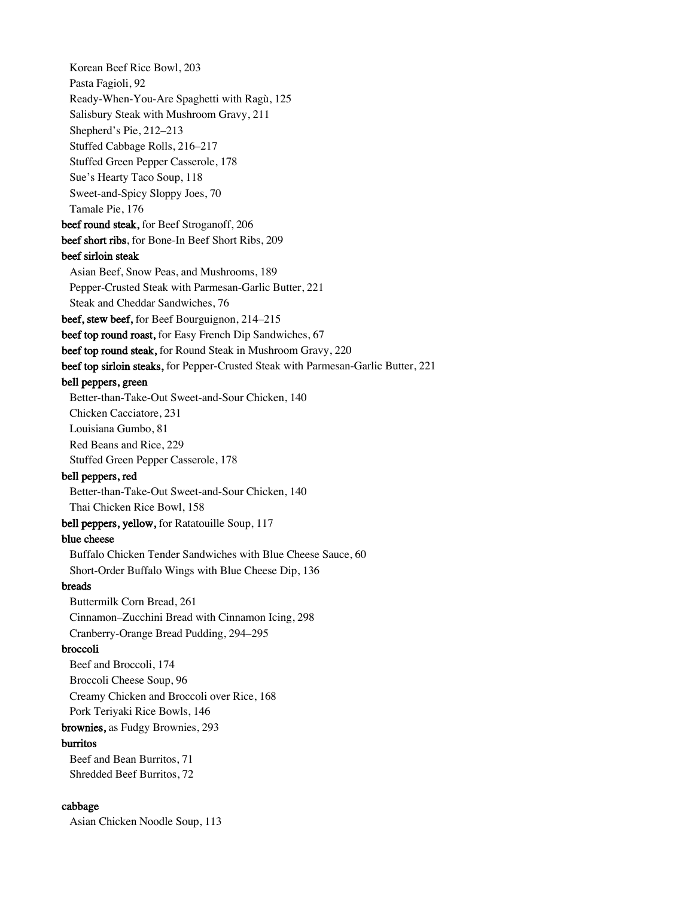Korean Beef Rice Bowl, 203
Pasta Fagioli, 92
Ready-When-You-Are Spaghetti with Ragù, 125
Salisbury Steak with Mushroom Gravy, 211
Shepherd's Pie, 212–213
Stuffed Cabbage Rolls, 216–217
Stuffed Green Pepper Casserole, 178
Sue's Hearty Taco Soup, 118
Sweet-and-Spicy Sloppy Joes, 70
Tamale Pie, 176

**beef round steak,** for Beef Stroganoff, 206

**beef short ribs**, for Bone-In Beef Short Ribs, 209

**beef sirloin steak**

Asian Beef, Snow Peas, and Mushrooms, 189
Pepper-Crusted Steak with Parmesan-Garlic Butter, 221
Steak and Cheddar Sandwiches, 76

**beef, stew beef,** for Beef Bourguignon, 214–215

**beef top round roast,** for Easy French Dip Sandwiches, 67

**beef top round steak,** for Round Steak in Mushroom Gravy, 220

**beef top sirloin steaks,** for Pepper-Crusted Steak with Parmesan-Garlic Butter, 221

**bell peppers, green**

Better-than-Take-Out Sweet-and-Sour Chicken, 140
Chicken Cacciatore, 231
Louisiana Gumbo, 81
Red Beans and Rice, 229
Stuffed Green Pepper Casserole, 178

**bell peppers, red**

Better-than-Take-Out Sweet-and-Sour Chicken, 140
Thai Chicken Rice Bowl, 158

**bell peppers, yellow,** for Ratatouille Soup, 117

**blue cheese**

Buffalo Chicken Tender Sandwiches with Blue Cheese Sauce, 60
Short-Order Buffalo Wings with Blue Cheese Dip, 136

**breads**

Buttermilk Corn Bread, 261
Cinnamon–Zucchini Bread with Cinnamon Icing, 298
Cranberry-Orange Bread Pudding, 294–295

**broccoli**

Beef and Broccoli, 174
Broccoli Cheese Soup, 96
Creamy Chicken and Broccoli over Rice, 168
Pork Teriyaki Rice Bowls, 146

**brownies,** as Fudgy Brownies, 293

**burritos**

Beef and Bean Burritos, 71
Shredded Beef Burritos, 72

**cabbage**

Asian Chicken Noodle Soup, 113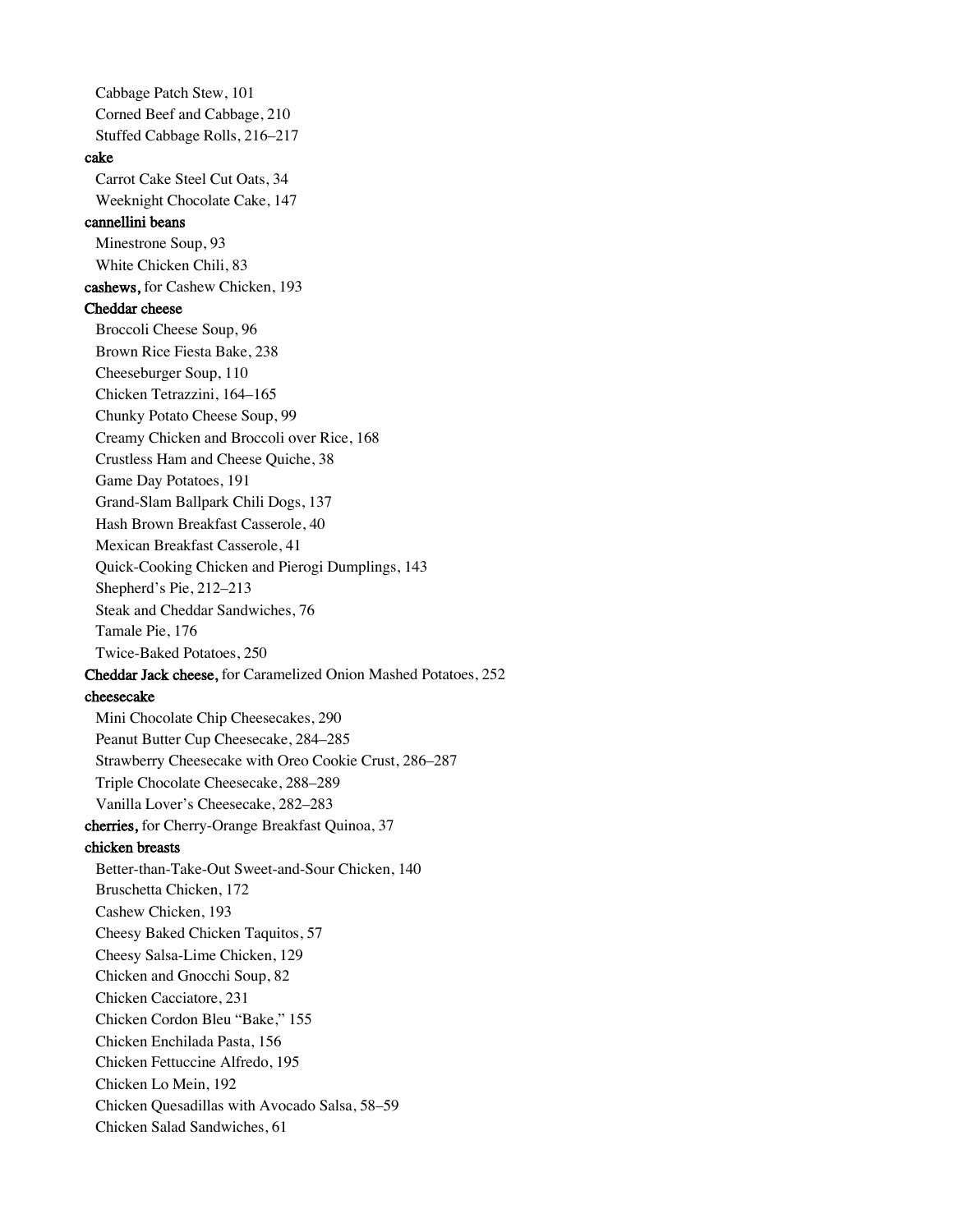Cabbage Patch Stew, 101
Corned Beef and Cabbage, 210
Stuffed Cabbage Rolls, 216–217

**cake**

Carrot Cake Steel Cut Oats, 34
Weeknight Chocolate Cake, 147

**cannellini beans**

Minestrone Soup, 93
White Chicken Chili, 83

**cashews,** for Cashew Chicken, 193

**Cheddar cheese**

Broccoli Cheese Soup, 96
Brown Rice Fiesta Bake, 238
Cheeseburger Soup, 110
Chicken Tetrazzini, 164–165
Chunky Potato Cheese Soup, 99
Creamy Chicken and Broccoli over Rice, 168
Crustless Ham and Cheese Quiche, 38
Game Day Potatoes, 191
Grand-Slam Ballpark Chili Dogs, 137
Hash Brown Breakfast Casserole, 40
Mexican Breakfast Casserole, 41
Quick-Cooking Chicken and Pierogi Dumplings, 143
Shepherd's Pie, 212–213
Steak and Cheddar Sandwiches, 76
Tamale Pie, 176
Twice-Baked Potatoes, 250

**Cheddar Jack cheese,** for Caramelized Onion Mashed Potatoes, 252

**cheesecake**

Mini Chocolate Chip Cheesecakes, 290
Peanut Butter Cup Cheesecake, 284–285
Strawberry Cheesecake with Oreo Cookie Crust, 286–287
Triple Chocolate Cheesecake, 288–289
Vanilla Lover's Cheesecake, 282–283

**cherries,** for Cherry-Orange Breakfast Quinoa, 37

**chicken breasts**

Better-than-Take-Out Sweet-and-Sour Chicken, 140
Bruschetta Chicken, 172
Cashew Chicken, 193
Cheesy Baked Chicken Taquitos, 57
Cheesy Salsa-Lime Chicken, 129
Chicken and Gnocchi Soup, 82
Chicken Cacciatore, 231
Chicken Cordon Bleu "Bake," 155
Chicken Enchilada Pasta, 156
Chicken Fettuccine Alfredo, 195
Chicken Lo Mein, 192
Chicken Quesadillas with Avocado Salsa, 58–59
Chicken Salad Sandwiches, 61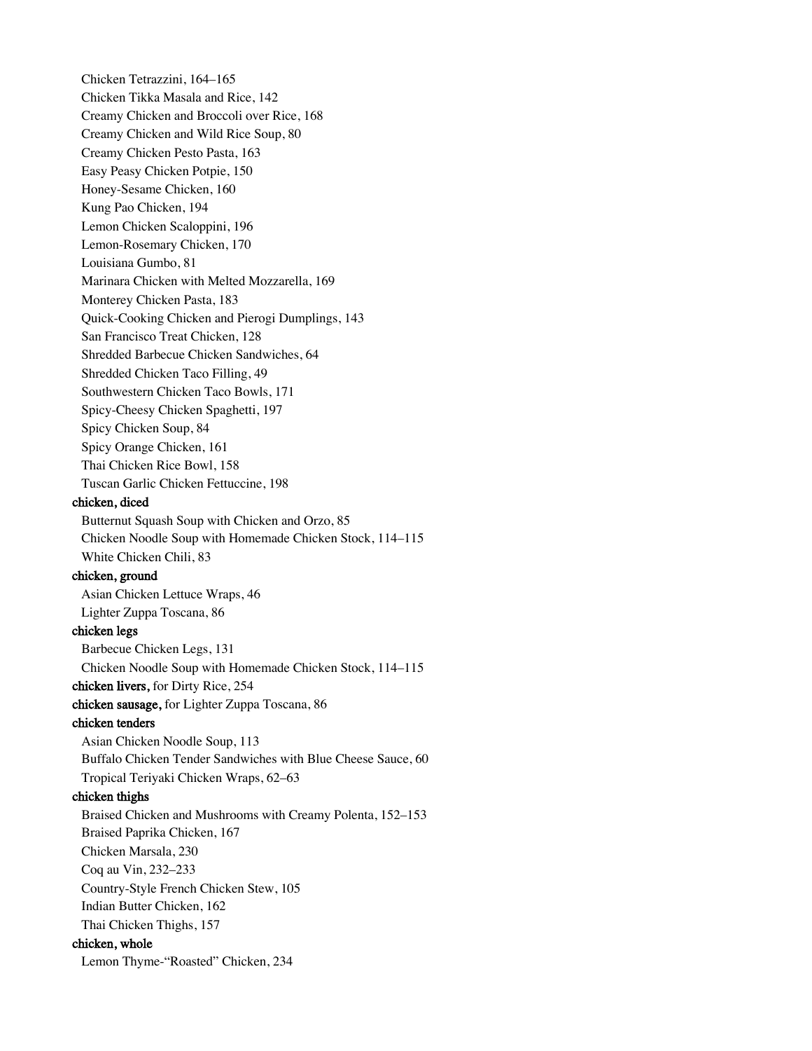Chicken Tetrazzini, 164–165
Chicken Tikka Masala and Rice, 142
Creamy Chicken and Broccoli over Rice, 168
Creamy Chicken and Wild Rice Soup, 80
Creamy Chicken Pesto Pasta, 163
Easy Peasy Chicken Potpie, 150
Honey-Sesame Chicken, 160
Kung Pao Chicken, 194
Lemon Chicken Scaloppini, 196
Lemon-Rosemary Chicken, 170
Louisiana Gumbo, 81
Marinara Chicken with Melted Mozzarella, 169
Monterey Chicken Pasta, 183
Quick-Cooking Chicken and Pierogi Dumplings, 143
San Francisco Treat Chicken, 128
Shredded Barbecue Chicken Sandwiches, 64
Shredded Chicken Taco Filling, 49
Southwestern Chicken Taco Bowls, 171
Spicy-Cheesy Chicken Spaghetti, 197
Spicy Chicken Soup, 84
Spicy Orange Chicken, 161
Thai Chicken Rice Bowl, 158
Tuscan Garlic Chicken Fettuccine, 198

**chicken, diced**
Butternut Squash Soup with Chicken and Orzo, 85
Chicken Noodle Soup with Homemade Chicken Stock, 114–115
White Chicken Chili, 83

**chicken, ground**
Asian Chicken Lettuce Wraps, 46
Lighter Zuppa Toscana, 86

**chicken legs**
Barbecue Chicken Legs, 131
Chicken Noodle Soup with Homemade Chicken Stock, 114–115

**chicken livers,** for Dirty Rice, 254

**chicken sausage,** for Lighter Zuppa Toscana, 86

**chicken tenders**
Asian Chicken Noodle Soup, 113
Buffalo Chicken Tender Sandwiches with Blue Cheese Sauce, 60
Tropical Teriyaki Chicken Wraps, 62–63

**chicken thighs**
Braised Chicken and Mushrooms with Creamy Polenta, 152–153
Braised Paprika Chicken, 167
Chicken Marsala, 230
Coq au Vin, 232–233
Country-Style French Chicken Stew, 105
Indian Butter Chicken, 162
Thai Chicken Thighs, 157

**chicken, whole**
Lemon Thyme-"Roasted" Chicken, 234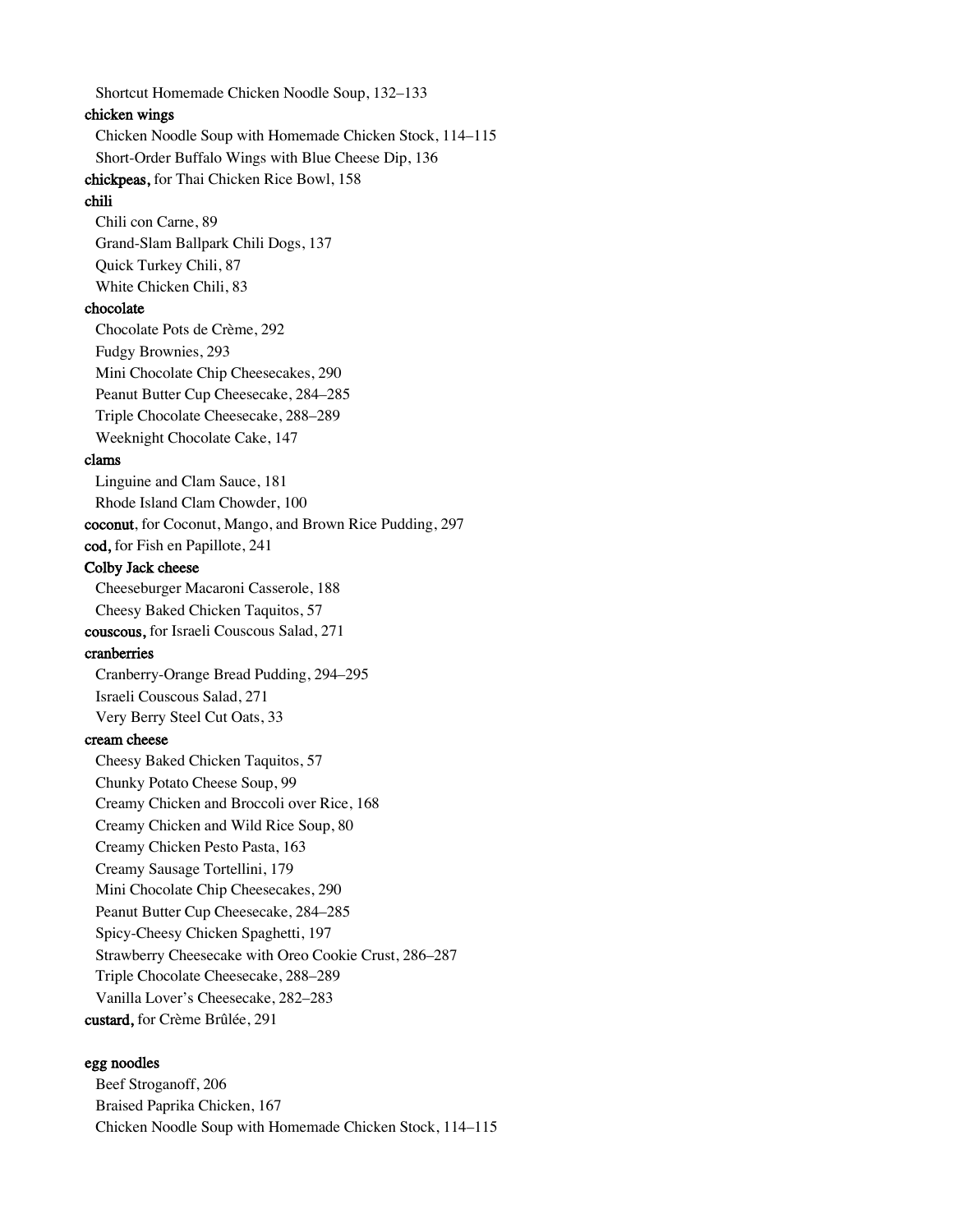Shortcut Homemade Chicken Noodle Soup, 132–133

**chicken wings**

Chicken Noodle Soup with Homemade Chicken Stock, 114–115

Short-Order Buffalo Wings with Blue Cheese Dip, 136

**chickpeas,** for Thai Chicken Rice Bowl, 158

**chili**

Chili con Carne, 89

Grand-Slam Ballpark Chili Dogs, 137

Quick Turkey Chili, 87

White Chicken Chili, 83

**chocolate**

Chocolate Pots de Crème, 292

Fudgy Brownies, 293

Mini Chocolate Chip Cheesecakes, 290

Peanut Butter Cup Cheesecake, 284–285

Triple Chocolate Cheesecake, 288–289

Weeknight Chocolate Cake, 147

**clams**

Linguine and Clam Sauce, 181

Rhode Island Clam Chowder, 100

**coconut**, for Coconut, Mango, and Brown Rice Pudding, 297

**cod,** for Fish en Papillote, 241

**Colby Jack cheese**

Cheeseburger Macaroni Casserole, 188

Cheesy Baked Chicken Taquitos, 57

**couscous,** for Israeli Couscous Salad, 271

**cranberries**

Cranberry-Orange Bread Pudding, 294–295

Israeli Couscous Salad, 271

Very Berry Steel Cut Oats, 33

**cream cheese**

Cheesy Baked Chicken Taquitos, 57

Chunky Potato Cheese Soup, 99

Creamy Chicken and Broccoli over Rice, 168

Creamy Chicken and Wild Rice Soup, 80

Creamy Chicken Pesto Pasta, 163

Creamy Sausage Tortellini, 179

Mini Chocolate Chip Cheesecakes, 290

Peanut Butter Cup Cheesecake, 284–285

Spicy-Cheesy Chicken Spaghetti, 197

Strawberry Cheesecake with Oreo Cookie Crust, 286–287

Triple Chocolate Cheesecake, 288–289

Vanilla Lover's Cheesecake, 282–283

**custard,** for Crème Brûlée, 291

**egg noodles**

Beef Stroganoff, 206

Braised Paprika Chicken, 167

Chicken Noodle Soup with Homemade Chicken Stock, 114–115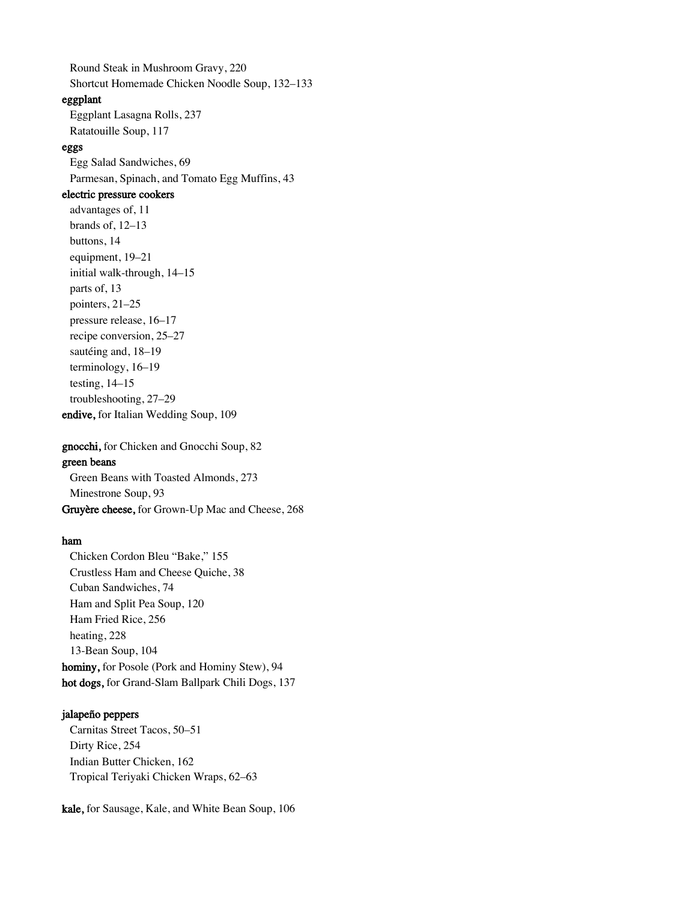Round Steak in Mushroom Gravy, 220
Shortcut Homemade Chicken Noodle Soup, 132–133

**eggplant**
Eggplant Lasagna Rolls, 237
Ratatouille Soup, 117

**eggs**
Egg Salad Sandwiches, 69
Parmesan, Spinach, and Tomato Egg Muffins, 43

**electric pressure cookers**
advantages of, 11
brands of, 12–13
buttons, 14
equipment, 19–21
initial walk-through, 14–15
parts of, 13
pointers, 21–25
pressure release, 16–17
recipe conversion, 25–27
sautéing and, 18–19
terminology, 16–19
testing, 14–15
troubleshooting, 27–29

**endive,** for Italian Wedding Soup, 109

**gnocchi,** for Chicken and Gnocchi Soup, 82

**green beans**
Green Beans with Toasted Almonds, 273
Minestrone Soup, 93

**Gruyère cheese,** for Grown-Up Mac and Cheese, 268

**ham**
Chicken Cordon Bleu "Bake," 155
Crustless Ham and Cheese Quiche, 38
Cuban Sandwiches, 74
Ham and Split Pea Soup, 120
Ham Fried Rice, 256
heating, 228
13-Bean Soup, 104

**hominy,** for Posole (Pork and Hominy Stew), 94

**hot dogs,** for Grand-Slam Ballpark Chili Dogs, 137

**jalapeño peppers**
Carnitas Street Tacos, 50–51
Dirty Rice, 254
Indian Butter Chicken, 162
Tropical Teriyaki Chicken Wraps, 62–63

**kale,** for Sausage, Kale, and White Bean Soup, 106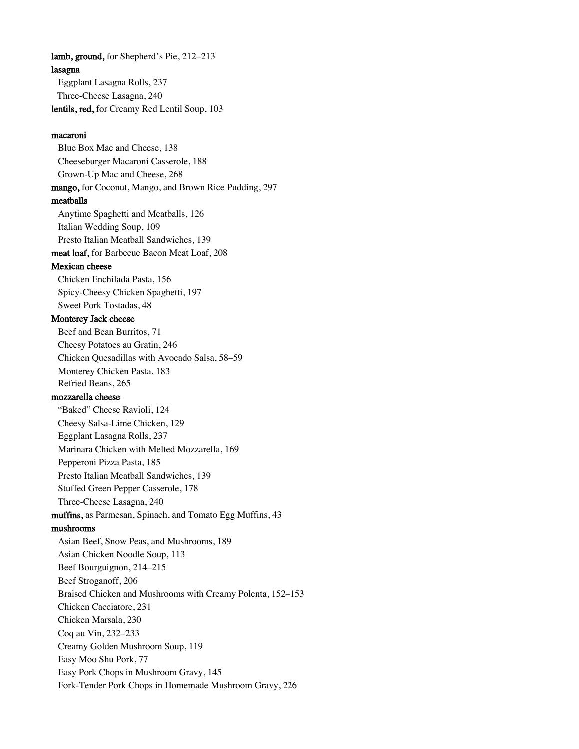**lamb, ground,** for Shepherd's Pie, 212–213

**lasagna**

Eggplant Lasagna Rolls, 237

Three-Cheese Lasagna, 240

**lentils, red,** for Creamy Red Lentil Soup, 103

**macaroni**

Blue Box Mac and Cheese, 138

Cheeseburger Macaroni Casserole, 188

Grown-Up Mac and Cheese, 268

**mango,** for Coconut, Mango, and Brown Rice Pudding, 297

**meatballs**

Anytime Spaghetti and Meatballs, 126

Italian Wedding Soup, 109

Presto Italian Meatball Sandwiches, 139

**meat loaf,** for Barbecue Bacon Meat Loaf, 208

**Mexican cheese**

Chicken Enchilada Pasta, 156

Spicy-Cheesy Chicken Spaghetti, 197

Sweet Pork Tostadas, 48

**Monterey Jack cheese**

Beef and Bean Burritos, 71

Cheesy Potatoes au Gratin, 246

Chicken Quesadillas with Avocado Salsa, 58–59

Monterey Chicken Pasta, 183

Refried Beans, 265

**mozzarella cheese**

"Baked" Cheese Ravioli, 124

Cheesy Salsa-Lime Chicken, 129

Eggplant Lasagna Rolls, 237

Marinara Chicken with Melted Mozzarella, 169

Pepperoni Pizza Pasta, 185

Presto Italian Meatball Sandwiches, 139

Stuffed Green Pepper Casserole, 178

Three-Cheese Lasagna, 240

**muffins,** as Parmesan, Spinach, and Tomato Egg Muffins, 43

**mushrooms**

Asian Beef, Snow Peas, and Mushrooms, 189

Asian Chicken Noodle Soup, 113

Beef Bourguignon, 214–215

Beef Stroganoff, 206

Braised Chicken and Mushrooms with Creamy Polenta, 152–153

Chicken Cacciatore, 231

Chicken Marsala, 230

Coq au Vin, 232–233

Creamy Golden Mushroom Soup, 119

Easy Moo Shu Pork, 77

Easy Pork Chops in Mushroom Gravy, 145

Fork-Tender Pork Chops in Homemade Mushroom Gravy, 226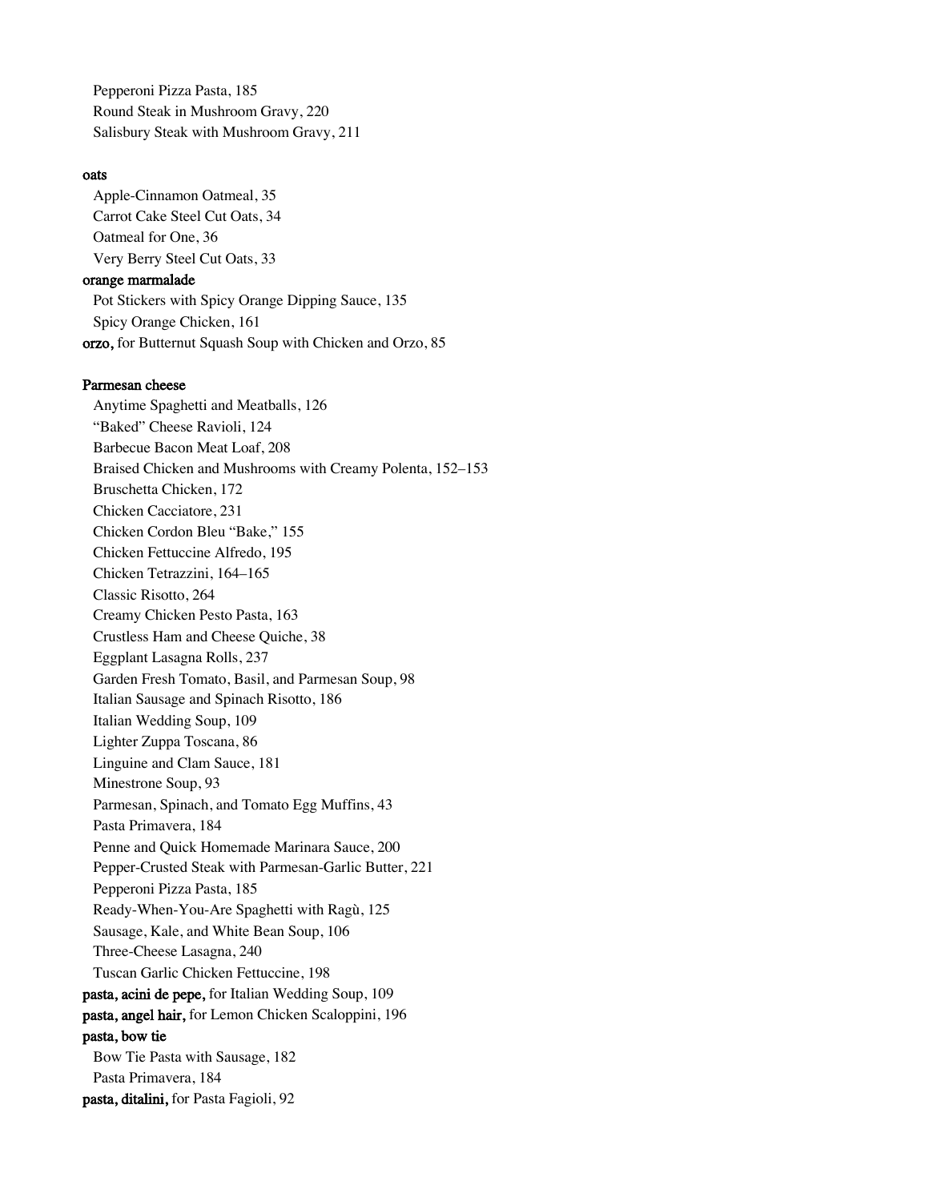Pepperoni Pizza Pasta, 185
Round Steak in Mushroom Gravy, 220
Salisbury Steak with Mushroom Gravy, 211

**oats**

Apple-Cinnamon Oatmeal, 35
Carrot Cake Steel Cut Oats, 34
Oatmeal for One, 36
Very Berry Steel Cut Oats, 33

**orange marmalade**

Pot Stickers with Spicy Orange Dipping Sauce, 135
Spicy Orange Chicken, 161

**orzo,** for Butternut Squash Soup with Chicken and Orzo, 85

**Parmesan cheese**

Anytime Spaghetti and Meatballs, 126
"Baked" Cheese Ravioli, 124
Barbecue Bacon Meat Loaf, 208
Braised Chicken and Mushrooms with Creamy Polenta, 152–153
Bruschetta Chicken, 172
Chicken Cacciatore, 231
Chicken Cordon Bleu "Bake," 155
Chicken Fettuccine Alfredo, 195
Chicken Tetrazzini, 164–165
Classic Risotto, 264
Creamy Chicken Pesto Pasta, 163
Crustless Ham and Cheese Quiche, 38
Eggplant Lasagna Rolls, 237
Garden Fresh Tomato, Basil, and Parmesan Soup, 98
Italian Sausage and Spinach Risotto, 186
Italian Wedding Soup, 109
Lighter Zuppa Toscana, 86
Linguine and Clam Sauce, 181
Minestrone Soup, 93
Parmesan, Spinach, and Tomato Egg Muffins, 43
Pasta Primavera, 184
Penne and Quick Homemade Marinara Sauce, 200
Pepper-Crusted Steak with Parmesan-Garlic Butter, 221
Pepperoni Pizza Pasta, 185
Ready-When-You-Are Spaghetti with Ragù, 125
Sausage, Kale, and White Bean Soup, 106
Three-Cheese Lasagna, 240
Tuscan Garlic Chicken Fettuccine, 198

**pasta, acini de pepe,** for Italian Wedding Soup, 109

**pasta, angel hair,** for Lemon Chicken Scaloppini, 196

**pasta, bow tie**

Bow Tie Pasta with Sausage, 182
Pasta Primavera, 184

**pasta, ditalini,** for Pasta Fagioli, 92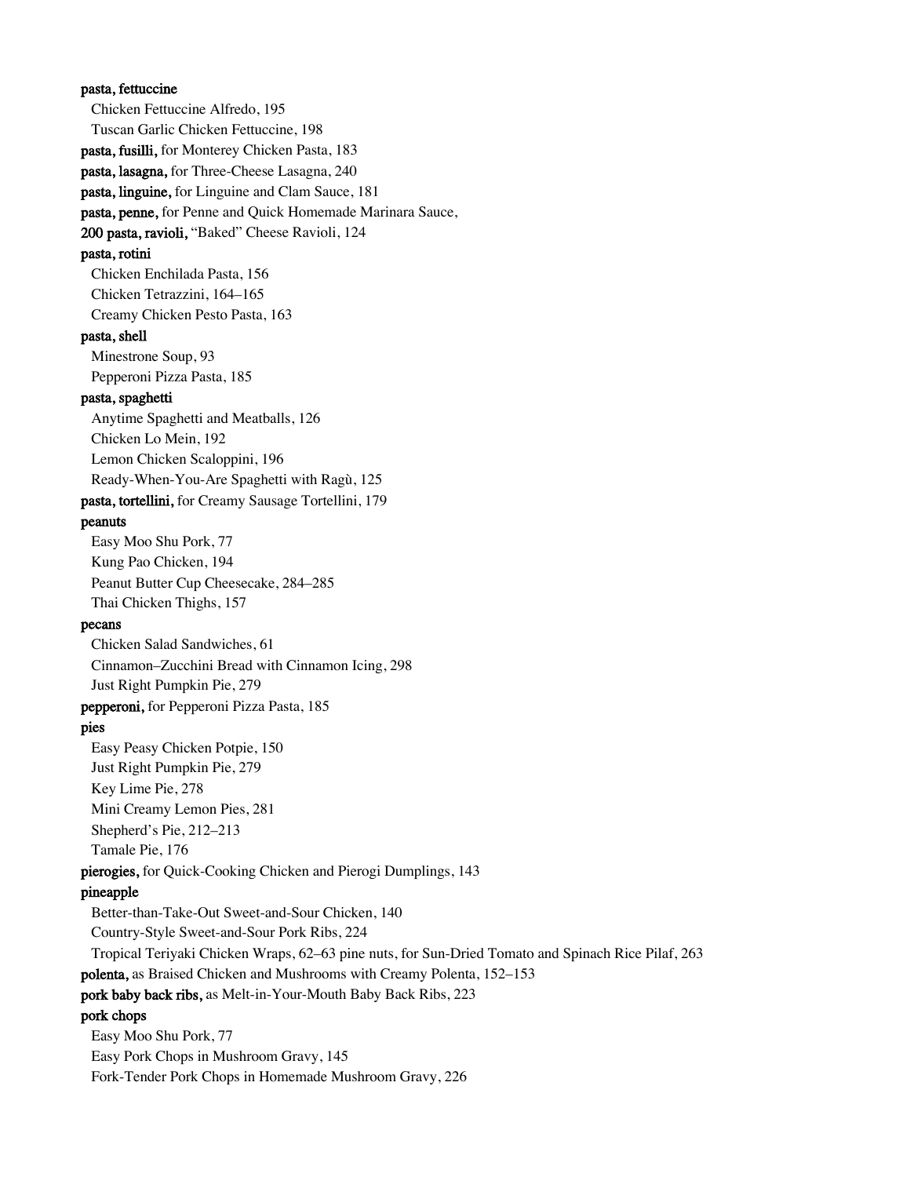**pasta, fettuccine**

Chicken Fettuccine Alfredo, 195

Tuscan Garlic Chicken Fettuccine, 198

**pasta, fusilli,** for Monterey Chicken Pasta, 183

**pasta, lasagna,** for Three-Cheese Lasagna, 240

**pasta, linguine,** for Linguine and Clam Sauce, 181

**pasta, penne,** for Penne and Quick Homemade Marinara Sauce,

**200 pasta, ravioli,** "Baked" Cheese Ravioli, 124

**pasta, rotini**

Chicken Enchilada Pasta, 156

Chicken Tetrazzini, 164–165

Creamy Chicken Pesto Pasta, 163

**pasta, shell**

Minestrone Soup, 93

Pepperoni Pizza Pasta, 185

**pasta, spaghetti**

Anytime Spaghetti and Meatballs, 126

Chicken Lo Mein, 192

Lemon Chicken Scaloppini, 196

Ready-When-You-Are Spaghetti with Ragù, 125

**pasta, tortellini,** for Creamy Sausage Tortellini, 179

**peanuts**

Easy Moo Shu Pork, 77

Kung Pao Chicken, 194

Peanut Butter Cup Cheesecake, 284–285

Thai Chicken Thighs, 157

**pecans**

Chicken Salad Sandwiches, 61

Cinnamon–Zucchini Bread with Cinnamon Icing, 298

Just Right Pumpkin Pie, 279

**pepperoni,** for Pepperoni Pizza Pasta, 185

**pies**

Easy Peasy Chicken Potpie, 150

Just Right Pumpkin Pie, 279

Key Lime Pie, 278

Mini Creamy Lemon Pies, 281

Shepherd's Pie, 212–213

Tamale Pie, 176

**pierogies,** for Quick-Cooking Chicken and Pierogi Dumplings, 143

**pineapple**

Better-than-Take-Out Sweet-and-Sour Chicken, 140

Country-Style Sweet-and-Sour Pork Ribs, 224

Tropical Teriyaki Chicken Wraps, 62–63 pine nuts, for Sun-Dried Tomato and Spinach Rice Pilaf, 263

**polenta,** as Braised Chicken and Mushrooms with Creamy Polenta, 152–153

**pork baby back ribs,** as Melt-in-Your-Mouth Baby Back Ribs, 223

**pork chops**

Easy Moo Shu Pork, 77

Easy Pork Chops in Mushroom Gravy, 145

Fork-Tender Pork Chops in Homemade Mushroom Gravy, 226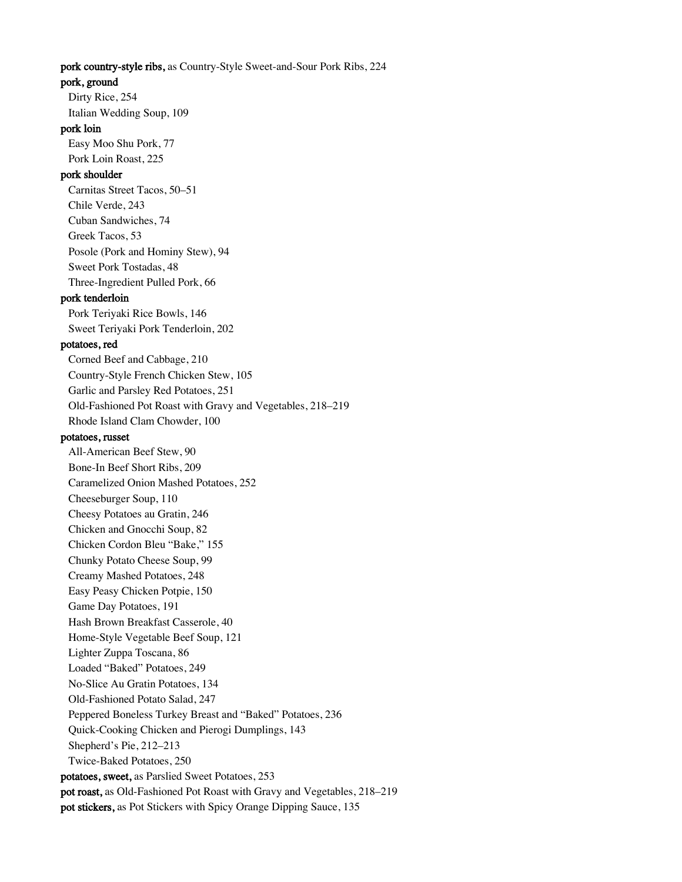**pork country-style ribs,** as Country-Style Sweet-and-Sour Pork Ribs, 224

**pork, ground**

Dirty Rice, 254
Italian Wedding Soup, 109

**pork loin**

Easy Moo Shu Pork, 77
Pork Loin Roast, 225

**pork shoulder**

Carnitas Street Tacos, 50–51
Chile Verde, 243
Cuban Sandwiches, 74
Greek Tacos, 53
Posole (Pork and Hominy Stew), 94
Sweet Pork Tostadas, 48
Three-Ingredient Pulled Pork, 66

**pork tenderloin**

Pork Teriyaki Rice Bowls, 146
Sweet Teriyaki Pork Tenderloin, 202

**potatoes, red**

Corned Beef and Cabbage, 210
Country-Style French Chicken Stew, 105
Garlic and Parsley Red Potatoes, 251
Old-Fashioned Pot Roast with Gravy and Vegetables, 218–219
Rhode Island Clam Chowder, 100

**potatoes, russet**

All-American Beef Stew, 90
Bone-In Beef Short Ribs, 209
Caramelized Onion Mashed Potatoes, 252
Cheeseburger Soup, 110
Cheesy Potatoes au Gratin, 246
Chicken and Gnocchi Soup, 82
Chicken Cordon Bleu "Bake," 155
Chunky Potato Cheese Soup, 99
Creamy Mashed Potatoes, 248
Easy Peasy Chicken Potpie, 150
Game Day Potatoes, 191
Hash Brown Breakfast Casserole, 40
Home-Style Vegetable Beef Soup, 121
Lighter Zuppa Toscana, 86
Loaded "Baked" Potatoes, 249
No-Slice Au Gratin Potatoes, 134
Old-Fashioned Potato Salad, 247
Peppered Boneless Turkey Breast and "Baked" Potatoes, 236
Quick-Cooking Chicken and Pierogi Dumplings, 143
Shepherd's Pie, 212–213
Twice-Baked Potatoes, 250

**potatoes, sweet,** as Parslied Sweet Potatoes, 253

**pot roast,** as Old-Fashioned Pot Roast with Gravy and Vegetables, 218–219

**pot stickers,** as Pot Stickers with Spicy Orange Dipping Sauce, 135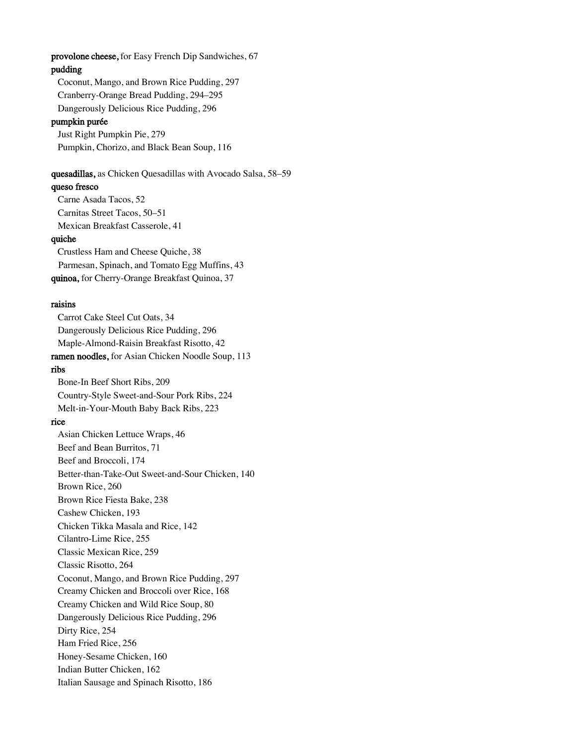**provolone cheese,** for Easy French Dip Sandwiches, 67

**pudding**

Coconut, Mango, and Brown Rice Pudding, 297
Cranberry-Orange Bread Pudding, 294–295
Dangerously Delicious Rice Pudding, 296

**pumpkin purée**

Just Right Pumpkin Pie, 279
Pumpkin, Chorizo, and Black Bean Soup, 116

**quesadillas,** as Chicken Quesadillas with Avocado Salsa, 58–59

**queso fresco**

Carne Asada Tacos, 52
Carnitas Street Tacos, 50–51
Mexican Breakfast Casserole, 41

**quiche**

Crustless Ham and Cheese Quiche, 38
Parmesan, Spinach, and Tomato Egg Muffins, 43

**quinoa,** for Cherry-Orange Breakfast Quinoa, 37

**raisins**

Carrot Cake Steel Cut Oats, 34
Dangerously Delicious Rice Pudding, 296
Maple-Almond-Raisin Breakfast Risotto, 42

**ramen noodles,** for Asian Chicken Noodle Soup, 113

**ribs**

Bone-In Beef Short Ribs, 209
Country-Style Sweet-and-Sour Pork Ribs, 224
Melt-in-Your-Mouth Baby Back Ribs, 223

**rice**

Asian Chicken Lettuce Wraps, 46
Beef and Bean Burritos, 71
Beef and Broccoli, 174
Better-than-Take-Out Sweet-and-Sour Chicken, 140
Brown Rice, 260
Brown Rice Fiesta Bake, 238
Cashew Chicken, 193
Chicken Tikka Masala and Rice, 142
Cilantro-Lime Rice, 255
Classic Mexican Rice, 259
Classic Risotto, 264
Coconut, Mango, and Brown Rice Pudding, 297
Creamy Chicken and Broccoli over Rice, 168
Creamy Chicken and Wild Rice Soup, 80
Dangerously Delicious Rice Pudding, 296
Dirty Rice, 254
Ham Fried Rice, 256
Honey-Sesame Chicken, 160
Indian Butter Chicken, 162
Italian Sausage and Spinach Risotto, 186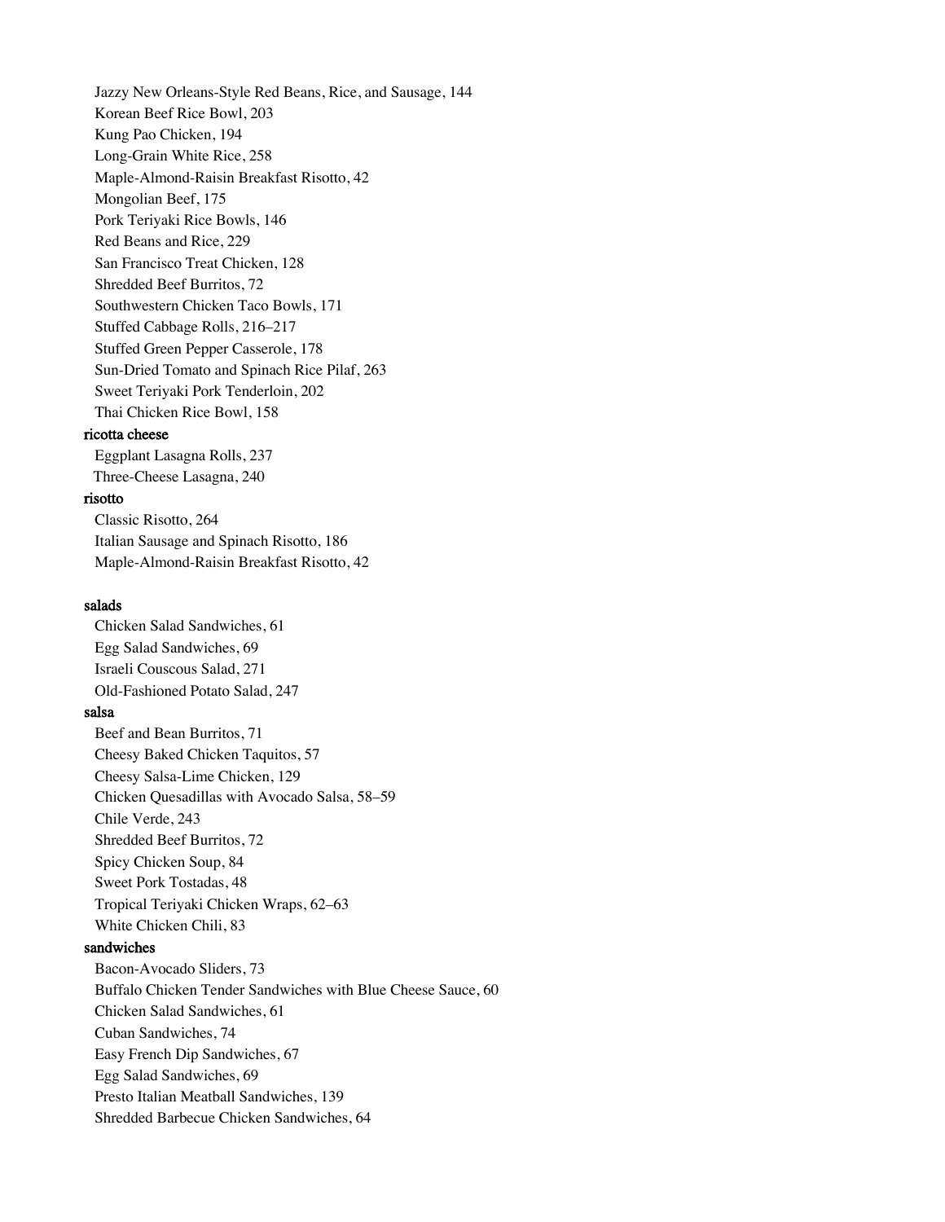Jazzy New Orleans-Style Red Beans, Rice, and Sausage, 144
Korean Beef Rice Bowl, 203
Kung Pao Chicken, 194
Long-Grain White Rice, 258
Maple-Almond-Raisin Breakfast Risotto, 42
Mongolian Beef, 175
Pork Teriyaki Rice Bowls, 146
Red Beans and Rice, 229
San Francisco Treat Chicken, 128
Shredded Beef Burritos, 72
Southwestern Chicken Taco Bowls, 171
Stuffed Cabbage Rolls, 216–217
Stuffed Green Pepper Casserole, 178
Sun-Dried Tomato and Spinach Rice Pilaf, 263
Sweet Teriyaki Pork Tenderloin, 202
Thai Chicken Rice Bowl, 158

ricotta cheese
Eggplant Lasagna Rolls, 237
Three-Cheese Lasagna, 240

risotto
Classic Risotto, 264
Italian Sausage and Spinach Risotto, 186
Maple-Almond-Raisin Breakfast Risotto, 42

salads
Chicken Salad Sandwiches, 61
Egg Salad Sandwiches, 69
Israeli Couscous Salad, 271
Old-Fashioned Potato Salad, 247

salsa
Beef and Bean Burritos, 71
Cheesy Baked Chicken Taquitos, 57
Cheesy Salsa-Lime Chicken, 129
Chicken Quesadillas with Avocado Salsa, 58–59
Chile Verde, 243
Shredded Beef Burritos, 72
Spicy Chicken Soup, 84
Sweet Pork Tostadas, 48
Tropical Teriyaki Chicken Wraps, 62–63
White Chicken Chili, 83

sandwiches
Bacon-Avocado Sliders, 73
Buffalo Chicken Tender Sandwiches with Blue Cheese Sauce, 60
Chicken Salad Sandwiches, 61
Cuban Sandwiches, 74
Easy French Dip Sandwiches, 67
Egg Salad Sandwiches, 69
Presto Italian Meatball Sandwiches, 139
Shredded Barbecue Chicken Sandwiches, 64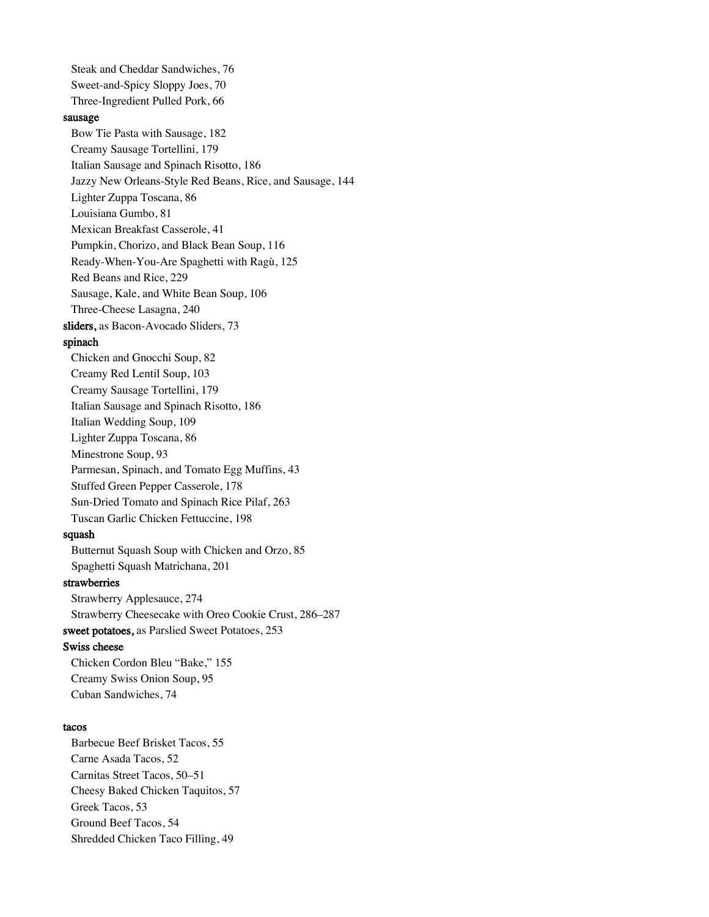Steak and Cheddar Sandwiches, 76
Sweet-and-Spicy Sloppy Joes, 70
Three-Ingredient Pulled Pork, 66

**sausage**

Bow Tie Pasta with Sausage, 182
Creamy Sausage Tortellini, 179
Italian Sausage and Spinach Risotto, 186
Jazzy New Orleans-Style Red Beans, Rice, and Sausage, 144
Lighter Zuppa Toscana, 86
Louisiana Gumbo, 81
Mexican Breakfast Casserole, 41
Pumpkin, Chorizo, and Black Bean Soup, 116
Ready-When-You-Are Spaghetti with Ragù, 125
Red Beans and Rice, 229
Sausage, Kale, and White Bean Soup, 106
Three-Cheese Lasagna, 240

**sliders,** as Bacon-Avocado Sliders, 73

**spinach**

Chicken and Gnocchi Soup, 82
Creamy Red Lentil Soup, 103
Creamy Sausage Tortellini, 179
Italian Sausage and Spinach Risotto, 186
Italian Wedding Soup, 109
Lighter Zuppa Toscana, 86
Minestrone Soup, 93
Parmesan, Spinach, and Tomato Egg Muffins, 43
Stuffed Green Pepper Casserole, 178
Sun-Dried Tomato and Spinach Rice Pilaf, 263
Tuscan Garlic Chicken Fettuccine, 198

**squash**

Butternut Squash Soup with Chicken and Orzo, 85
Spaghetti Squash Matrichana, 201

**strawberries**

Strawberry Applesauce, 274
Strawberry Cheesecake with Oreo Cookie Crust, 286–287

**sweet potatoes,** as Parslied Sweet Potatoes, 253

**Swiss cheese**

Chicken Cordon Bleu "Bake," 155
Creamy Swiss Onion Soup, 95
Cuban Sandwiches, 74

**tacos**

Barbecue Beef Brisket Tacos, 55
Carne Asada Tacos, 52
Carnitas Street Tacos, 50–51
Cheesy Baked Chicken Taquitos, 57
Greek Tacos, 53
Ground Beef Tacos, 54
Shredded Chicken Taco Filling, 49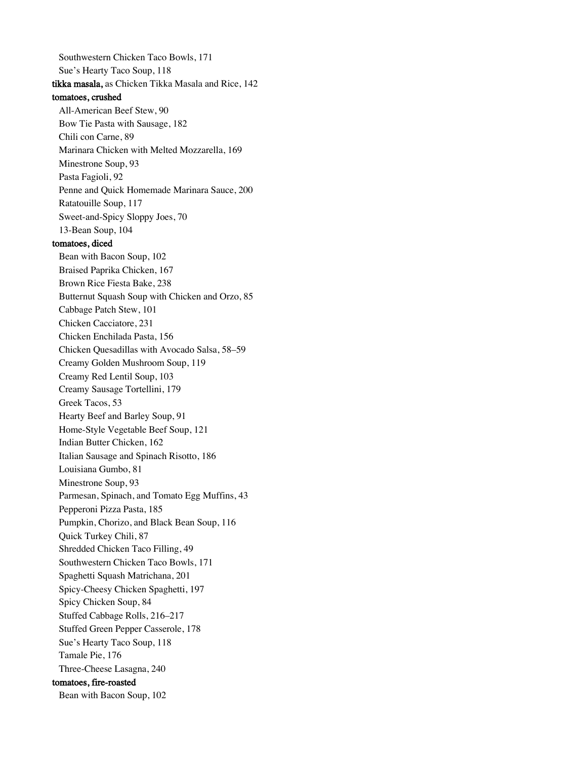Southwestern Chicken Taco Bowls, 171
Sue's Hearty Taco Soup, 118

**tikka masala,** as Chicken Tikka Masala and Rice, 142

**tomatoes, crushed**

All-American Beef Stew, 90
Bow Tie Pasta with Sausage, 182
Chili con Carne, 89
Marinara Chicken with Melted Mozzarella, 169
Minestrone Soup, 93
Pasta Fagioli, 92
Penne and Quick Homemade Marinara Sauce, 200
Ratatouille Soup, 117
Sweet-and-Spicy Sloppy Joes, 70
13-Bean Soup, 104

**tomatoes, diced**

Bean with Bacon Soup, 102
Braised Paprika Chicken, 167
Brown Rice Fiesta Bake, 238
Butternut Squash Soup with Chicken and Orzo, 85
Cabbage Patch Stew, 101
Chicken Cacciatore, 231
Chicken Enchilada Pasta, 156
Chicken Quesadillas with Avocado Salsa, 58–59
Creamy Golden Mushroom Soup, 119
Creamy Red Lentil Soup, 103
Creamy Sausage Tortellini, 179
Greek Tacos, 53
Hearty Beef and Barley Soup, 91
Home-Style Vegetable Beef Soup, 121
Indian Butter Chicken, 162
Italian Sausage and Spinach Risotto, 186
Louisiana Gumbo, 81
Minestrone Soup, 93
Parmesan, Spinach, and Tomato Egg Muffins, 43
Pepperoni Pizza Pasta, 185
Pumpkin, Chorizo, and Black Bean Soup, 116
Quick Turkey Chili, 87
Shredded Chicken Taco Filling, 49
Southwestern Chicken Taco Bowls, 171
Spaghetti Squash Matrichana, 201
Spicy-Cheesy Chicken Spaghetti, 197
Spicy Chicken Soup, 84
Stuffed Cabbage Rolls, 216–217
Stuffed Green Pepper Casserole, 178
Sue's Hearty Taco Soup, 118
Tamale Pie, 176
Three-Cheese Lasagna, 240

**tomatoes, fire-roasted**

Bean with Bacon Soup, 102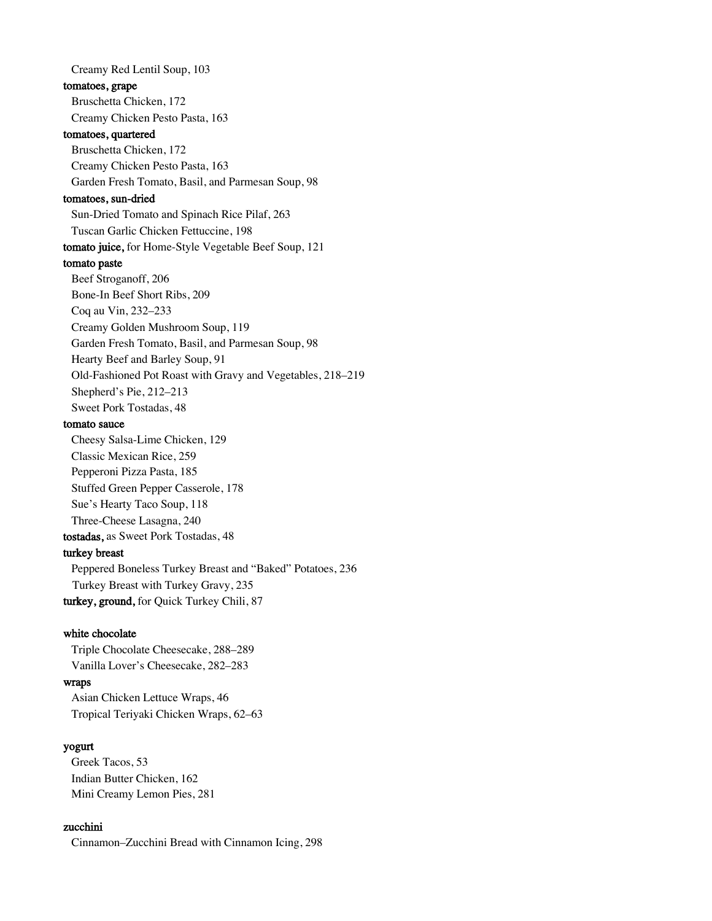Creamy Red Lentil Soup, 103

**tomatoes, grape**

Bruschetta Chicken, 172
Creamy Chicken Pesto Pasta, 163

**tomatoes, quartered**

Bruschetta Chicken, 172
Creamy Chicken Pesto Pasta, 163
Garden Fresh Tomato, Basil, and Parmesan Soup, 98

**tomatoes, sun-dried**

Sun-Dried Tomato and Spinach Rice Pilaf, 263
Tuscan Garlic Chicken Fettuccine, 198

**tomato juice,** for Home-Style Vegetable Beef Soup, 121

**tomato paste**

Beef Stroganoff, 206
Bone-In Beef Short Ribs, 209
Coq au Vin, 232–233
Creamy Golden Mushroom Soup, 119
Garden Fresh Tomato, Basil, and Parmesan Soup, 98
Hearty Beef and Barley Soup, 91
Old-Fashioned Pot Roast with Gravy and Vegetables, 218–219
Shepherd's Pie, 212–213
Sweet Pork Tostadas, 48

**tomato sauce**

Cheesy Salsa-Lime Chicken, 129
Classic Mexican Rice, 259
Pepperoni Pizza Pasta, 185
Stuffed Green Pepper Casserole, 178
Sue's Hearty Taco Soup, 118
Three-Cheese Lasagna, 240

**tostadas,** as Sweet Pork Tostadas, 48

**turkey breast**

Peppered Boneless Turkey Breast and "Baked" Potatoes, 236
Turkey Breast with Turkey Gravy, 235

**turkey, ground,** for Quick Turkey Chili, 87

**white chocolate**

Triple Chocolate Cheesecake, 288–289
Vanilla Lover's Cheesecake, 282–283

**wraps**

Asian Chicken Lettuce Wraps, 46
Tropical Teriyaki Chicken Wraps, 62–63

**yogurt**

Greek Tacos, 53
Indian Butter Chicken, 162
Mini Creamy Lemon Pies, 281

**zucchini**

Cinnamon–Zucchini Bread with Cinnamon Icing, 298